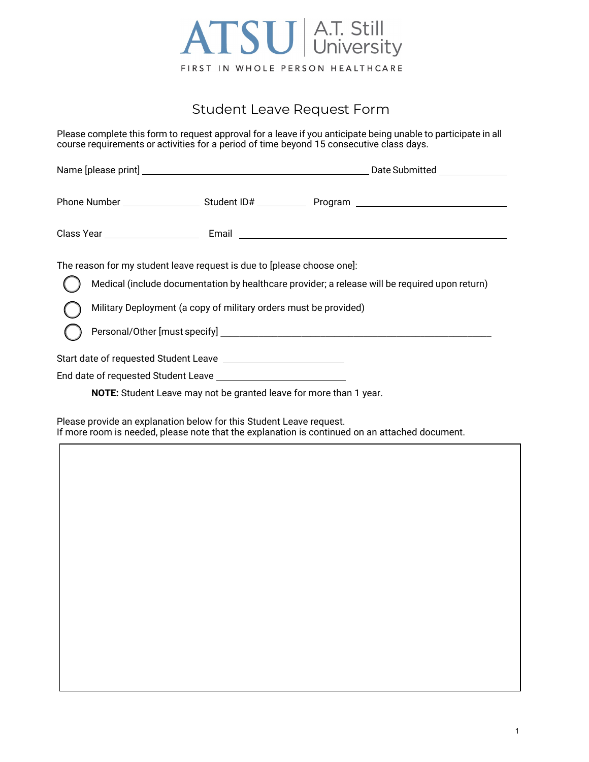ATSU | A.T. Still University

FIRST IN WHOLE PERSON HEALTHCARE

# Student Leave Request Form

Please complete this form to request approval for a leave if you anticipate being unable to participate in all course requirements or activities for a period of time beyond 15 consecutive class days.

Name [please print] ______________________________ Date Submitted ____________

Phone Number ______________ Student ID# __________ Program ______________________

Class Year ________________ Email ______________________________________

The reason for my student leave request is due to [please choose one]:

- ◯ Medical (include documentation by healthcare provider; a release will be required upon return)
- ◯ Military Deployment (a copy of military orders must be provided)
- ◯ Personal/Other [must specify] ______________________________________

Start date of requested Student Leave ______________________

End date of requested Student Leave ______________________

**NOTE:** Student Leave may not be granted leave for more than 1 year.

Please provide an explanation below for this Student Leave request.
If more room is needed, please note that the explanation is continued on an attached document.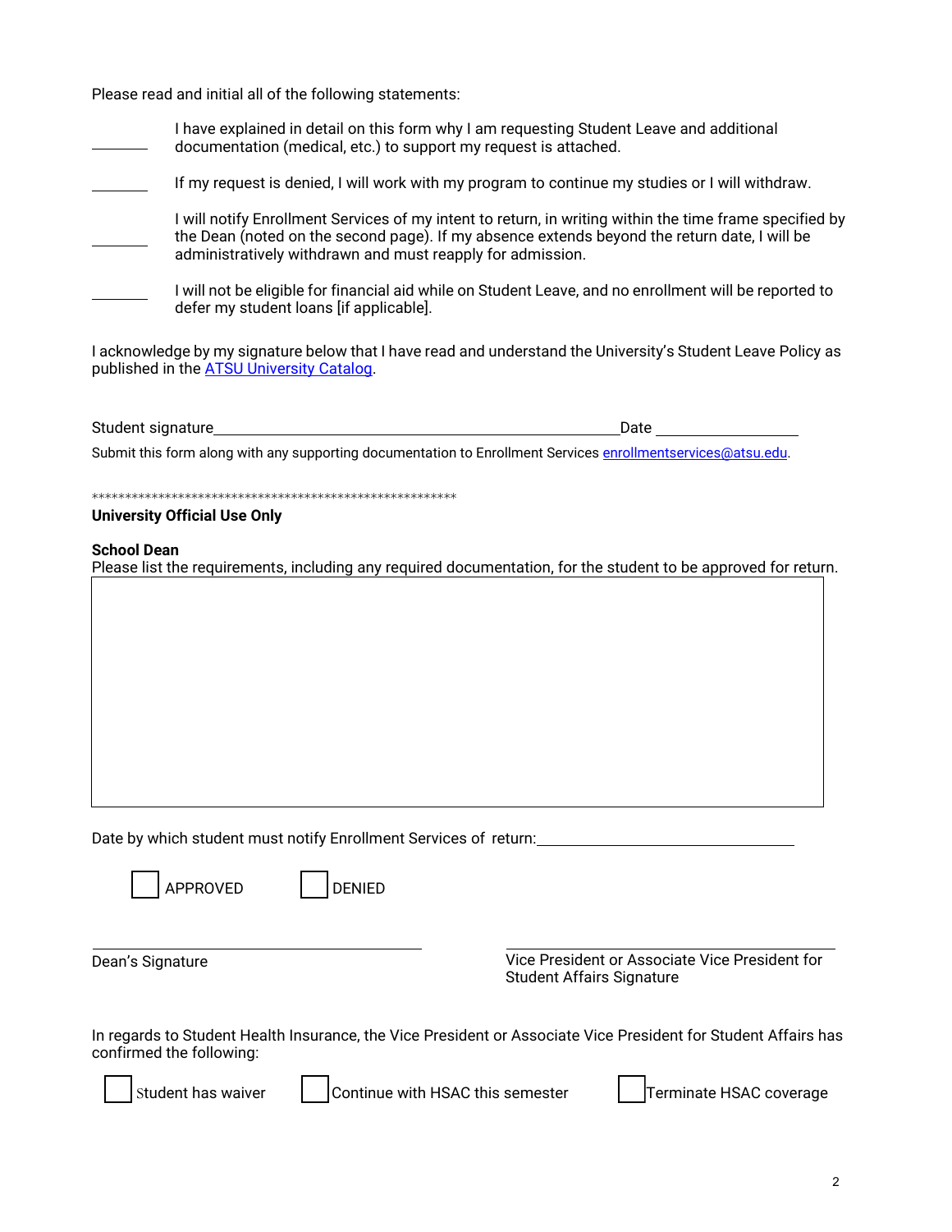Please read and initial all of the following statements:

\_\_\_\_\_\_\_\_ I have explained in detail on this form why I am requesting Student Leave and additional documentation (medical, etc.) to support my request is attached.

\_\_\_\_\_\_\_\_ If my request is denied, I will work with my program to continue my studies or I will withdraw.

\_\_\_\_\_\_\_\_ I will notify Enrollment Services of my intent to return, in writing within the time frame specified by the Dean (noted on the second page). If my absence extends beyond the return date, I will be administratively withdrawn and must reapply for admission.

\_\_\_\_\_\_\_\_ I will not be eligible for financial aid while on Student Leave, and no enrollment will be reported to defer my student loans [if applicable].

I acknowledge by my signature below that I have read and understand the University's Student Leave Policy as published in the [ATSU University Catalog](ATSU University Catalog).

Student signature\_\_\_\_\_\_\_\_\_\_\_\_\_\_\_\_\_\_\_\_\_\_\_\_\_\_\_\_\_\_\_\_\_\_\_\_\_\_\_\_\_\_\_\_\_\_\_\_ Date \_\_\_\_\_\_\_\_\_\_\_\_\_\_\_\_\_\_

Submit this form along with any supporting documentation to Enrollment Services enrollmentservices@atsu.edu.

********************************************************

**University Official Use Only**

**School Dean**

Please list the requirements, including any required documentation, for the student to be approved for return.

| |
|---|
| |

Date by which student must notify Enrollment Services of return:\_\_\_\_\_\_\_\_\_\_\_\_\_\_\_\_\_\_\_\_\_\_\_\_\_\_\_\_\_\_\_\_

☐ APPROVED ☐ DENIED

\_\_\_\_\_\_\_\_\_\_\_\_\_\_\_\_\_\_\_\_\_\_\_\_\_\_\_\_\_\_\_\_\_\_\_\_\_\_\_\_
Dean's Signature

\_\_\_\_\_\_\_\_\_\_\_\_\_\_\_\_\_\_\_\_\_\_\_\_\_\_\_\_\_\_\_\_\_\_\_\_\_\_\_\_
Vice President or Associate Vice President for Student Affairs Signature

In regards to Student Health Insurance, the Vice President or Associate Vice President for Student Affairs has confirmed the following:

☐ Student has waiver ☐ Continue with HSAC this semester ☐ Terminate HSAC coverage